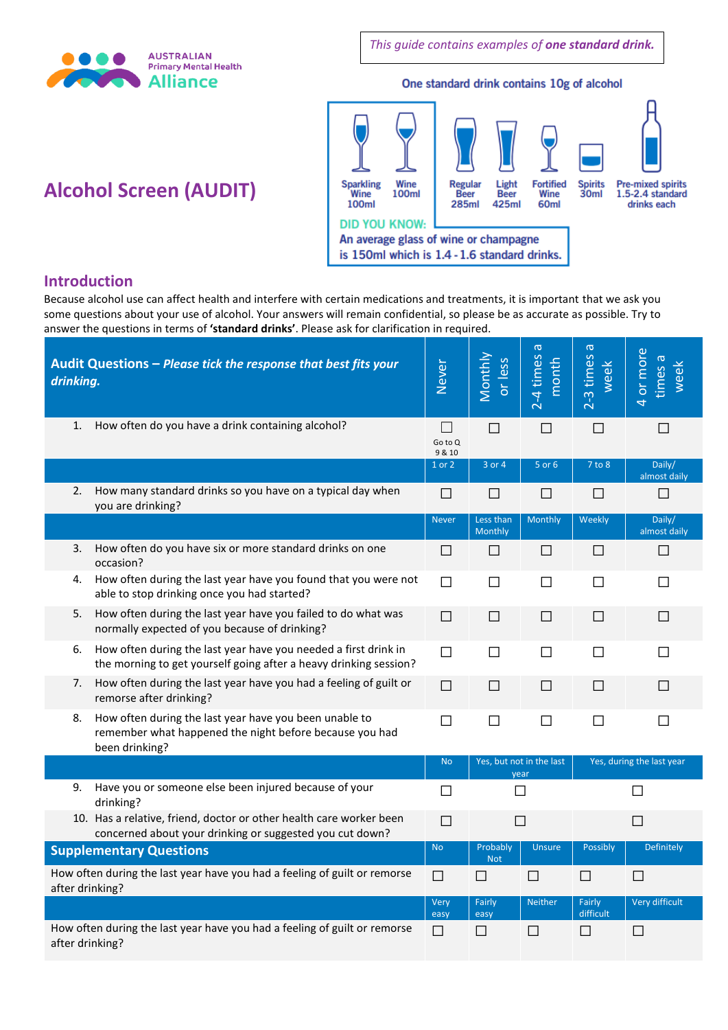AUSTRALIAN Primary Mental Health **Alliance**

*This guide contains examples of **one standard drink.***

**One standard drink contains 10g of alcohol**

| Sparkling Wine 100ml | Wine 100ml | Regular Beer 285ml | Light Beer 425ml | Fortified Wine 60ml | Spirits 30ml | Pre-mixed spirits 1.5-2.4 standard drinks each |
|---|---|---|---|---|---|---|

**DID YOU KNOW:**
**An average glass of wine or champagne is 150ml which is 1.4 - 1.6 standard drinks.**

# Alcohol Screen (AUDIT)

## Introduction

Because alcohol use can affect health and interfere with certain medications and treatments, it is important that we ask you some questions about your use of alcohol. Your answers will remain confidential, so please be as accurate as possible. Try to answer the questions in terms of **'standard drinks'**. Please ask for clarification in required.

| **Audit Questions –** ***Please tick the response that best fits your drinking.*** | Never | Monthly or less | 2-4 times a month | 2-3 times a week | 4 or more times a week |
|---|---|---|---|---|---|
| 1. How often do you have a drink containing alcohol? | ☐ Go to Q 9 & 10 | ☐ | ☐ | ☐ | ☐ |
| | 1 or 2 | 3 or 4 | 5 or 6 | 7 to 8 | Daily/ almost daily |
| 2. How many standard drinks so you have on a typical day when you are drinking? | ☐ | ☐ | ☐ | ☐ | ☐ |
| | Never | Less than Monthly | Monthly | Weekly | Daily/ almost daily |
| 3. How often do you have six or more standard drinks on one occasion? | ☐ | ☐ | ☐ | ☐ | ☐ |
| 4. How often during the last year have you found that you were not able to stop drinking once you had started? | ☐ | ☐ | ☐ | ☐ | ☐ |
| 5. How often during the last year have you failed to do what was normally expected of you because of drinking? | ☐ | ☐ | ☐ | ☐ | ☐ |
| 6. How often during the last year have you needed a first drink in the morning to get yourself going after a heavy drinking session? | ☐ | ☐ | ☐ | ☐ | ☐ |
| 7. How often during the last year have you had a feeling of guilt or remorse after drinking? | ☐ | ☐ | ☐ | ☐ | ☐ |
| 8. How often during the last year have you been unable to remember what happened the night before because you had been drinking? | ☐ | ☐ | ☐ | ☐ | ☐ |
| | No | Yes, but not in the last year | | Yes, during the last year | |
| 9. Have you or someone else been injured because of your drinking? | ☐ | ☐ | | ☐ | |
| 10. Has a relative, friend, doctor or other health care worker been concerned about your drinking or suggested you cut down? | ☐ | ☐ | | ☐ | |
| **Supplementary Questions** | No | Probably Not | Unsure | Possibly | Definitely |
| How often during the last year have you had a feeling of guilt or remorse after drinking? | ☐ | ☐ | ☐ | ☐ | ☐ |
| | Very easy | Fairly easy | Neither | Fairly difficult | Very difficult |
| How often during the last year have you had a feeling of guilt or remorse after drinking? | ☐ | ☐ | ☐ | ☐ | ☐ |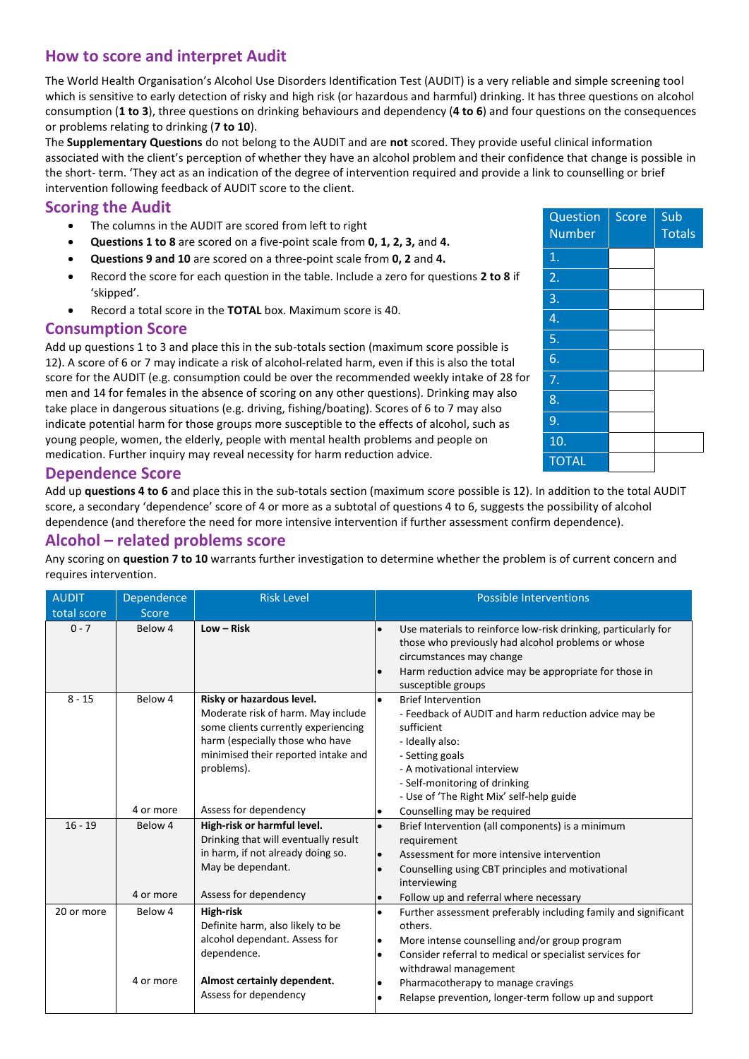## How to score and interpret Audit

The World Health Organisation's Alcohol Use Disorders Identification Test (AUDIT) is a very reliable and simple screening tool which is sensitive to early detection of risky and high risk (or hazardous and harmful) drinking. It has three questions on alcohol consumption (**1 to 3**), three questions on drinking behaviours and dependency (**4 to 6**) and four questions on the consequences or problems relating to drinking (**7 to 10**).

The **Supplementary Questions** do not belong to the AUDIT and are **not** scored. They provide useful clinical information associated with the client's perception of whether they have an alcohol problem and their confidence that change is possible in the short- term. 'They act as an indication of the degree of intervention required and provide a link to counselling or brief intervention following feedback of AUDIT score to the client.

## Scoring the Audit

- The columns in the AUDIT are scored from left to right
- **Questions 1 to 8** are scored on a five-point scale from **0, 1, 2, 3,** and **4.**
- **Questions 9 and 10** are scored on a three-point scale from **0, 2** and **4.**
- Record the score for each question in the table. Include a zero for questions **2 to 8** if 'skipped'.
- Record a total score in the **TOTAL** box. Maximum score is 40.

| Question Number | Score | Sub Totals |
|---|---|---|
| 1. | | |
| 2. | | |
| 3. | | |
| 4. | | |
| 5. | | |
| 6. | | |
| 7. | | |
| 8. | | |
| 9. | | |
| 10. | | |
| TOTAL | | |

## Consumption Score

Add up questions 1 to 3 and place this in the sub-totals section (maximum score possible is 12). A score of 6 or 7 may indicate a risk of alcohol-related harm, even if this is also the total score for the AUDIT (e.g. consumption could be over the recommended weekly intake of 28 for men and 14 for females in the absence of scoring on any other questions). Drinking may also take place in dangerous situations (e.g. driving, fishing/boating). Scores of 6 to 7 may also indicate potential harm for those groups more susceptible to the effects of alcohol, such as young people, women, the elderly, people with mental health problems and people on medication. Further inquiry may reveal necessity for harm reduction advice.

## Dependence Score

Add up **questions 4 to 6** and place this in the sub-totals section (maximum score possible is 12). In addition to the total AUDIT score, a secondary 'dependence' score of 4 or more as a subtotal of questions 4 to 6, suggests the possibility of alcohol dependence (and therefore the need for more intensive intervention if further assessment confirm dependence).

## Alcohol – related problems score

Any scoring on **question 7 to 10** warrants further investigation to determine whether the problem is of current concern and requires intervention.

| AUDIT total score | Dependence Score | Risk Level | Possible Interventions |
|---|---|---|---|
| 0 - 7 | Below 4 | **Low – Risk** | • Use materials to reinforce low-risk drinking, particularly for those who previously had alcohol problems or whose circumstances may change<br>• Harm reduction advice may be appropriate for those in susceptible groups |
| 8 - 15 | Below 4 | **Risky or hazardous level.** Moderate risk of harm. May include some clients currently experiencing harm (especially those who have minimised their reported intake and problems). | • Brief Intervention<br>- Feedback of AUDIT and harm reduction advice may be sufficient<br>- Ideally also:<br>- Setting goals<br>- A motivational interview<br>- Self-monitoring of drinking<br>- Use of 'The Right Mix' self-help guide |
| | 4 or more | Assess for dependency | • Counselling may be required |
| 16 - 19 | Below 4 | **High-risk or harmful level.** Drinking that will eventually result in harm, if not already doing so. May be dependant. | • Brief Intervention (all components) is a minimum requirement<br>• Assessment for more intensive intervention<br>• Counselling using CBT principles and motivational interviewing |
| | 4 or more | Assess for dependency | • Follow up and referral where necessary |
| 20 or more | Below 4 | **High-risk** Definite harm, also likely to be alcohol dependant. Assess for dependence. | • Further assessment preferably including family and significant others.<br>• More intense counselling and/or group program<br>• Consider referral to medical or specialist services for withdrawal management |
| | 4 or more | **Almost certainly dependent.** Assess for dependency | • Pharmacotherapy to manage cravings<br>• Relapse prevention, longer-term follow up and support |